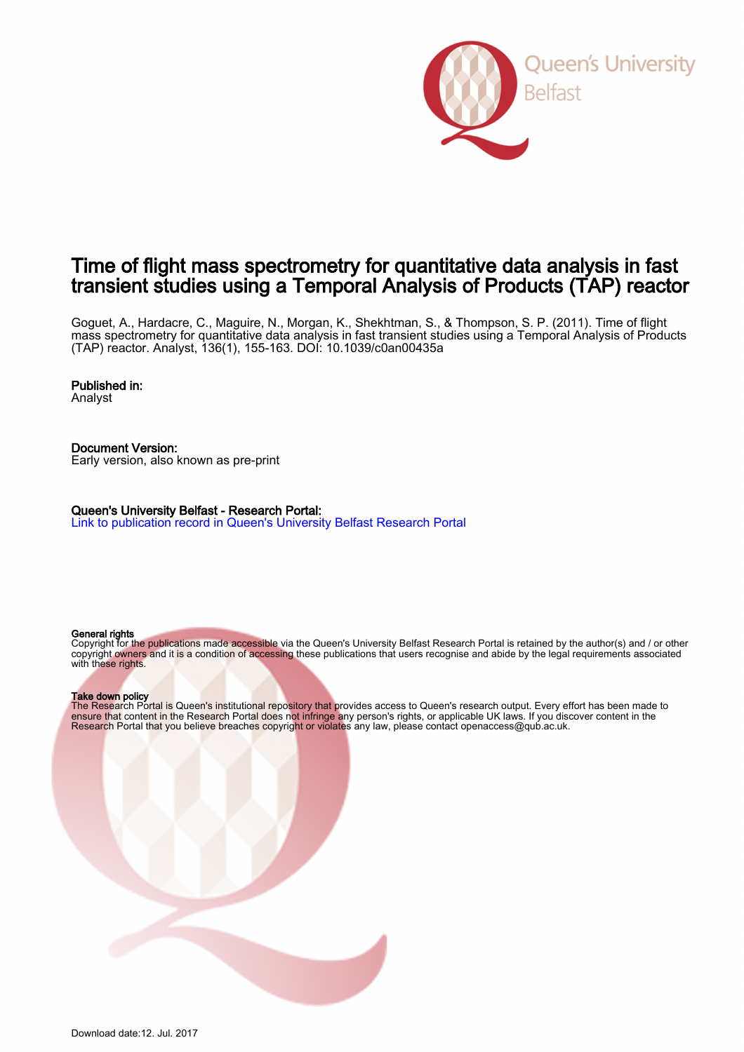Queen's University Belfast

# Time of flight mass spectrometry for quantitative data analysis in fast transient studies using a Temporal Analysis of Products (TAP) reactor

Goguet, A., Hardacre, C., Maguire, N., Morgan, K., Shekhtman, S., & Thompson, S. P. (2011). Time of flight mass spectrometry for quantitative data analysis in fast transient studies using a Temporal Analysis of Products (TAP) reactor. Analyst, 136(1), 155-163. DOI: 10.1039/c0an00435a

**Published in:**
Analyst

**Document Version:**
Early version, also known as pre-print

**Queen's University Belfast - Research Portal:**
[Link to publication record in Queen's University Belfast Research Portal]

**General rights**
Copyright for the publications made accessible via the Queen's University Belfast Research Portal is retained by the author(s) and / or other copyright owners and it is a condition of accessing these publications that users recognise and abide by the legal requirements associated with these rights.

**Take down policy**
The Research Portal is Queen's institutional repository that provides access to Queen's research output. Every effort has been made to ensure that content in the Research Portal does not infringe any person's rights, or applicable UK laws. If you discover content in the Research Portal that you believe breaches copyright or violates any law, please contact openaccess@qub.ac.uk.

Download date:12. Jul. 2017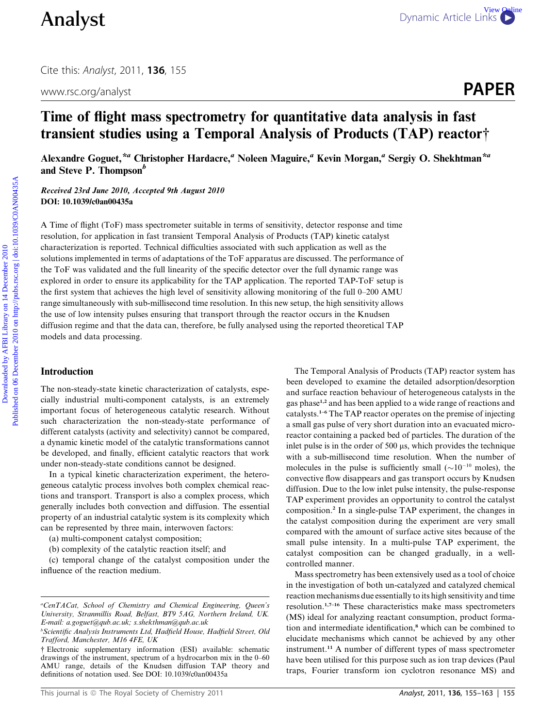# Time of flight mass spectrometry for quantitative data analysis in fast transient studies using a Temporal Analysis of Products (TAP) reactor†

Alexandre Goguet,*[a] Christopher Hardacre,[a] Noleen Maguire,[a] Kevin Morgan,[a] Sergiy O. Shekhtman*[a] and Steve P. Thompson[b]

***Received 23rd June 2010, Accepted 9th August 2010***
**DOI: 10.1039/c0an00435a**

A Time of flight (ToF) mass spectrometer suitable in terms of sensitivity, detector response and time resolution, for application in fast transient Temporal Analysis of Products (TAP) kinetic catalyst characterization is reported. Technical difficulties associated with such application as well as the solutions implemented in terms of adaptations of the ToF apparatus are discussed. The performance of the ToF was validated and the full linearity of the specific detector over the full dynamic range was explored in order to ensure its applicability for the TAP application. The reported TAP-ToF setup is the first system that achieves the high level of sensitivity allowing monitoring of the full 0–200 AMU range simultaneously with sub-millisecond time resolution. In this new setup, the high sensitivity allows the use of low intensity pulses ensuring that transport through the reactor occurs in the Knudsen diffusion regime and that the data can, therefore, be fully analysed using the reported theoretical TAP models and data processing.

## Introduction

The non-steady-state kinetic characterization of catalysts, especially industrial multi-component catalysts, is an extremely important focus of heterogeneous catalytic research. Without such characterization the non-steady-state performance of different catalysts (activity and selectivity) cannot be compared, a dynamic kinetic model of the catalytic transformations cannot be developed, and finally, efficient catalytic reactors that work under non-steady-state conditions cannot be designed.

In a typical kinetic characterization experiment, the heterogeneous catalytic process involves both complex chemical reactions and transport. Transport is also a complex process, which generally includes both convection and diffusion. The essential property of an industrial catalytic system is its complexity which can be represented by three main, interwoven factors:

(a) multi-component catalyst composition;

(b) complexity of the catalytic reaction itself; and

(c) temporal change of the catalyst composition under the influence of the reaction medium.

The Temporal Analysis of Products (TAP) reactor system has been developed to examine the detailed adsorption/desorption and surface reaction behaviour of heterogeneous catalysts in the gas phase[1,2] and has been applied to a wide range of reactions and catalysts.[1–6] The TAP reactor operates on the premise of injecting a small gas pulse of very short duration into an evacuated micro-reactor containing a packed bed of particles. The duration of the inlet pulse is in the order of 500 μs, which provides the technique with a sub-millisecond time resolution. When the number of molecules in the pulse is sufficiently small ($\sim 10^{-10}$ moles), the convective flow disappears and gas transport occurs by Knudsen diffusion. Due to the low inlet pulse intensity, the pulse-response TAP experiment provides an opportunity to control the catalyst composition.[2] In a single-pulse TAP experiment, the changes in the catalyst composition during the experiment are very small compared with the amount of surface active sites because of the small pulse intensity. In a multi-pulse TAP experiment, the catalyst composition can be changed gradually, in a well-controlled manner.

Mass spectrometry has been extensively used as a tool of choice in the investigation of both un-catalyzed and catalyzed chemical reaction mechanisms due essentially to its high sensitivity and time resolution.[1,7–16] These characteristics make mass spectrometers (MS) ideal for analyzing reactant consumption, product formation and intermediate identification,[8] which can be combined to elucidate mechanisms which cannot be achieved by any other instrument.[11] A number of different types of mass spectrometer have been utilised for this purpose such as ion trap devices (Paul traps, Fourier transform ion cyclotron resonance MS) and

---

[a] CenTACat, School of Chemistry and Chemical Engineering, Queen's University, Stranmillis Road, Belfast, BT9 5AG, Northern Ireland, UK. E-mail: a.goguet@qub.ac.uk; s.shekhtman@qub.ac.uk

[b] Scientific Analysis Instruments Ltd, Hadfield House, Hadfield Street, Old Trafford, Manchester, M16 4FE, UK

† Electronic supplementary information (ESI) available: schematic drawings of the instrument, spectrum of a hydrocarbon mix in the 0–60 AMU range, details of the Knudsen diffusion TAP theory and definitions of notation used. See DOI: 10.1039/c0an00435a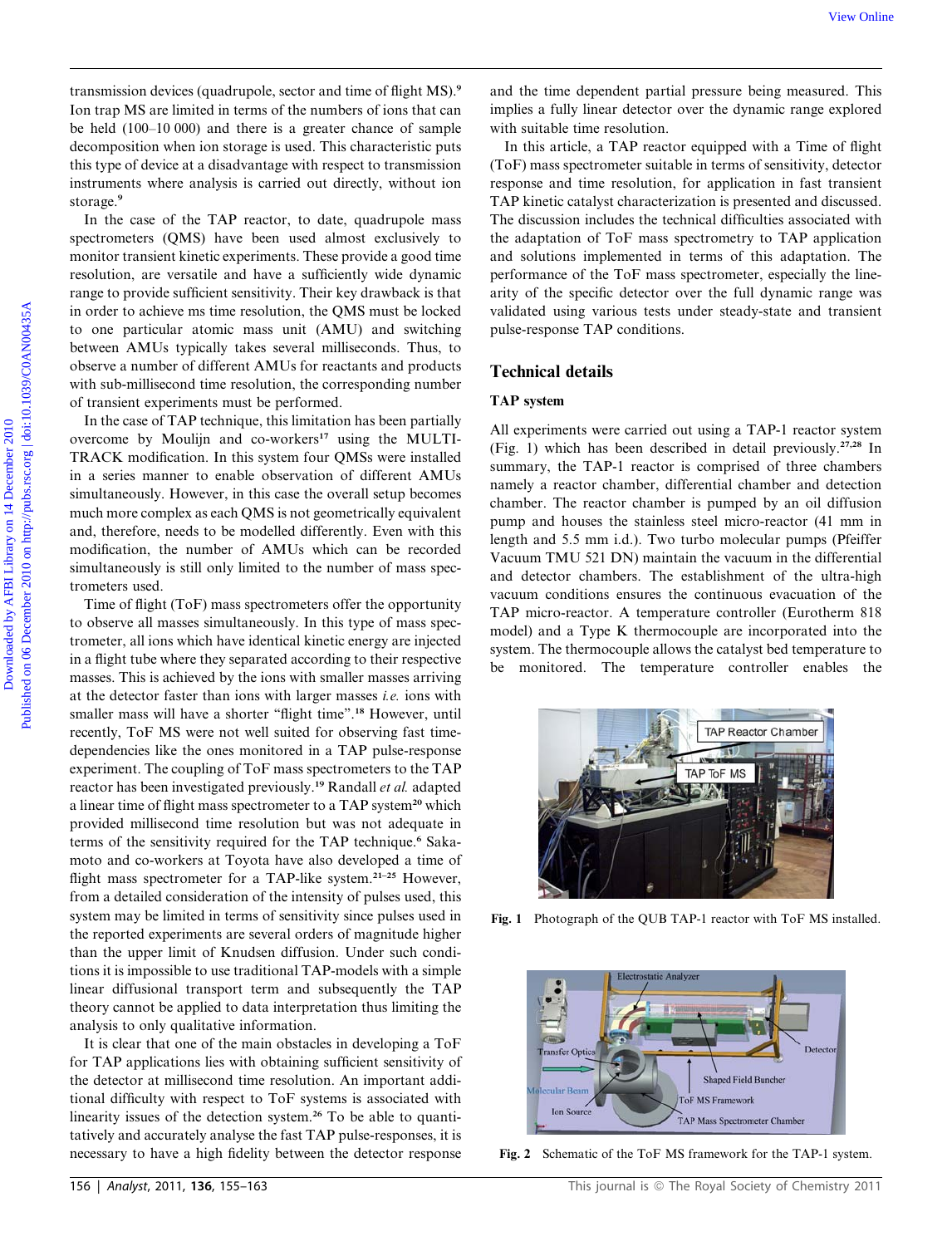transmission devices (quadrupole, sector and time of flight MS).[9] Ion trap MS are limited in terms of the numbers of ions that can be held (100–10 000) and there is a greater chance of sample decomposition when ion storage is used. This characteristic puts this type of device at a disadvantage with respect to transmission instruments where analysis is carried out directly, without ion storage.[9]

In the case of the TAP reactor, to date, quadrupole mass spectrometers (QMS) have been used almost exclusively to monitor transient kinetic experiments. These provide a good time resolution, are versatile and have a sufficiently wide dynamic range to provide sufficient sensitivity. Their key drawback is that in order to achieve ms time resolution, the QMS must be locked to one particular atomic mass unit (AMU) and switching between AMUs typically takes several milliseconds. Thus, to observe a number of different AMUs for reactants and products with sub-millisecond time resolution, the corresponding number of transient experiments must be performed.

In the case of TAP technique, this limitation has been partially overcome by Moulijn and co-workers[17] using the MULTI-TRACK modification. In this system four QMSs were installed in a series manner to enable observation of different AMUs simultaneously. However, in this case the overall setup becomes much more complex as each QMS is not geometrically equivalent and, therefore, needs to be modelled differently. Even with this modification, the number of AMUs which can be recorded simultaneously is still only limited to the number of mass spectrometers used.

Time of flight (ToF) mass spectrometers offer the opportunity to observe all masses simultaneously. In this type of mass spectrometer, all ions which have identical kinetic energy are injected in a flight tube where they separated according to their respective masses. This is achieved by the ions with smaller masses arriving at the detector faster than ions with larger masses *i.e.* ions with smaller mass will have a shorter "flight time".[18] However, until recently, ToF MS were not well suited for observing fast time-dependencies like the ones monitored in a TAP pulse-response experiment. The coupling of ToF mass spectrometers to the TAP reactor has been investigated previously.[19] Randall *et al.* adapted a linear time of flight mass spectrometer to a TAP system[20] which provided millisecond time resolution but was not adequate in terms of the sensitivity required for the TAP technique.[6] Sakamoto and co-workers at Toyota have also developed a time of flight mass spectrometer for a TAP-like system.[21–25] However, from a detailed consideration of the intensity of pulses used, this system may be limited in terms of sensitivity since pulses used in the reported experiments are several orders of magnitude higher than the upper limit of Knudsen diffusion. Under such conditions it is impossible to use traditional TAP-models with a simple linear diffusional transport term and subsequently the TAP theory cannot be applied to data interpretation thus limiting the analysis to only qualitative information.

It is clear that one of the main obstacles in developing a ToF for TAP applications lies with obtaining sufficient sensitivity of the detector at millisecond time resolution. An important additional difficulty with respect to ToF systems is associated with linearity issues of the detection system.[26] To be able to quantitatively and accurately analyse the fast TAP pulse-responses, it is necessary to have a high fidelity between the detector response and the time dependent partial pressure being measured. This implies a fully linear detector over the dynamic range explored with suitable time resolution.

In this article, a TAP reactor equipped with a Time of flight (ToF) mass spectrometer suitable in terms of sensitivity, detector response and time resolution, for application in fast transient TAP kinetic catalyst characterization is presented and discussed. The discussion includes the technical difficulties associated with the adaptation of ToF mass spectrometry to TAP application and solutions implemented in terms of this adaptation. The performance of the ToF mass spectrometer, especially the linearity of the specific detector over the full dynamic range was validated using various tests under steady-state and transient pulse-response TAP conditions.

## Technical details

### TAP system

All experiments were carried out using a TAP-1 reactor system (Fig. 1) which has been described in detail previously.[27,28] In summary, the TAP-1 reactor is comprised of three chambers namely a reactor chamber, differential chamber and detection chamber. The reactor chamber is pumped by an oil diffusion pump and houses the stainless steel micro-reactor (41 mm in length and 5.5 mm i.d.). Two turbo molecular pumps (Pfeiffer Vacuum TMU 521 DN) maintain the vacuum in the differential and detector chambers. The establishment of the ultra-high vacuum conditions ensures the continuous evacuation of the TAP micro-reactor. A temperature controller (Eurotherm 818 model) and a Type K thermocouple are incorporated into the system. The thermocouple allows the catalyst bed temperature to be monitored. The temperature controller enables the

**Fig. 1** Photograph of the QUB TAP-1 reactor with ToF MS installed.

**Fig. 2** Schematic of the ToF MS framework for the TAP-1 system.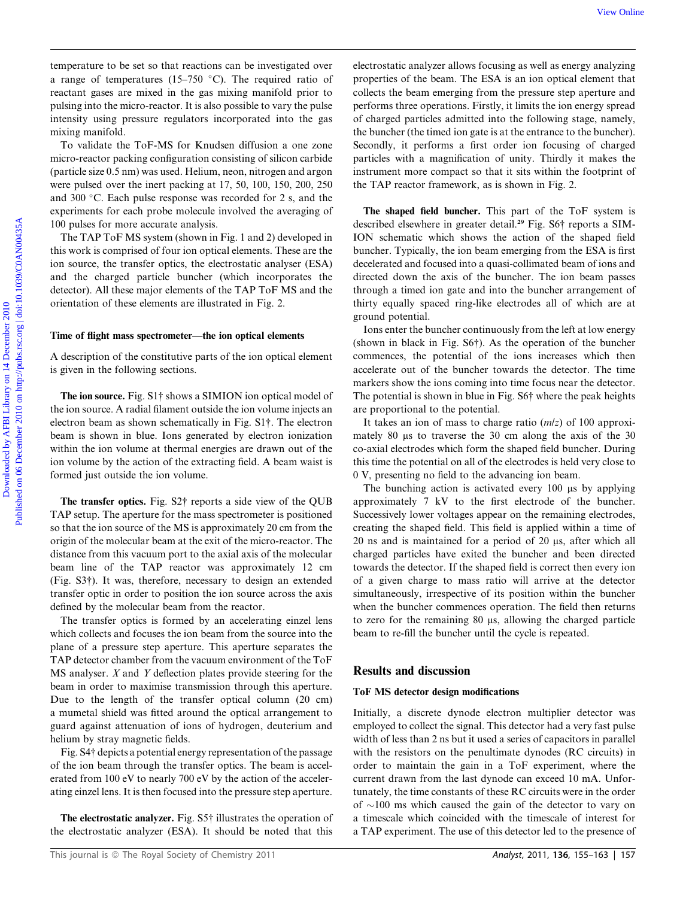temperature to be set so that reactions can be investigated over a range of temperatures (15–750 °C). The required ratio of reactant gases are mixed in the gas mixing manifold prior to pulsing into the micro-reactor. It is also possible to vary the pulse intensity using pressure regulators incorporated into the gas mixing manifold.

To validate the ToF-MS for Knudsen diffusion a one zone micro-reactor packing configuration consisting of silicon carbide (particle size 0.5 nm) was used. Helium, neon, nitrogen and argon were pulsed over the inert packing at 17, 50, 100, 150, 200, 250 and 300 °C. Each pulse response was recorded for 2 s, and the experiments for each probe molecule involved the averaging of 100 pulses for more accurate analysis.

The TAP ToF MS system (shown in Fig. 1 and 2) developed in this work is comprised of four ion optical elements. These are the ion source, the transfer optics, the electrostatic analyser (ESA) and the charged particle buncher (which incorporates the detector). All these major elements of the TAP ToF MS and the orientation of these elements are illustrated in Fig. 2.

### Time of flight mass spectrometer—the ion optical elements

A description of the constitutive parts of the ion optical element is given in the following sections.

**The ion source.** Fig. S1† shows a SIMION ion optical model of the ion source. A radial filament outside the ion volume injects an electron beam as shown schematically in Fig. S1†. The electron beam is shown in blue. Ions generated by electron ionization within the ion volume at thermal energies are drawn out of the ion volume by the action of the extracting field. A beam waist is formed just outside the ion volume.

**The transfer optics.** Fig. S2† reports a side view of the QUB TAP setup. The aperture for the mass spectrometer is positioned so that the ion source of the MS is approximately 20 cm from the origin of the molecular beam at the exit of the micro-reactor. The distance from this vacuum port to the axial axis of the molecular beam line of the TAP reactor was approximately 12 cm (Fig. S3†). It was, therefore, necessary to design an extended transfer optic in order to position the ion source across the axis defined by the molecular beam from the reactor.

The transfer optics is formed by an accelerating einzel lens which collects and focuses the ion beam from the source into the plane of a pressure step aperture. This aperture separates the TAP detector chamber from the vacuum environment of the ToF MS analyser. *X* and *Y* deflection plates provide steering for the beam in order to maximise transmission through this aperture. Due to the length of the transfer optical column (20 cm) a mumetal shield was fitted around the optical arrangement to guard against attenuation of ions of hydrogen, deuterium and helium by stray magnetic fields.

Fig. S4† depicts a potential energy representation of the passage of the ion beam through the transfer optics. The beam is accelerated from 100 eV to nearly 700 eV by the action of the accelerating einzel lens. It is then focused into the pressure step aperture.

**The electrostatic analyzer.** Fig. S5† illustrates the operation of the electrostatic analyzer (ESA). It should be noted that this electrostatic analyzer allows focusing as well as energy analyzing properties of the beam. The ESA is an ion optical element that collects the beam emerging from the pressure step aperture and performs three operations. Firstly, it limits the ion energy spread of charged particles admitted into the following stage, namely, the buncher (the timed ion gate is at the entrance to the buncher). Secondly, it performs a first order ion focusing of charged particles with a magnification of unity. Thirdly it makes the instrument more compact so that it sits within the footprint of the TAP reactor framework, as is shown in Fig. 2.

**The shaped field buncher.** This part of the ToF system is described elsewhere in greater detail.[29] Fig. S6† reports a SIMION schematic which shows the action of the shaped field buncher. Typically, the ion beam emerging from the ESA is first decelerated and focused into a quasi-collimated beam of ions and directed down the axis of the buncher. The ion beam passes through a timed ion gate and into the buncher arrangement of thirty equally spaced ring-like electrodes all of which are at ground potential.

Ions enter the buncher continuously from the left at low energy (shown in black in Fig. S6†). As the operation of the buncher commences, the potential of the ions increases which then accelerate out of the buncher towards the detector. The time markers show the ions coming into time focus near the detector. The potential is shown in blue in Fig. S6† where the peak heights are proportional to the potential.

It takes an ion of mass to charge ratio ($m/z$) of 100 approximately 80 µs to traverse the 30 cm along the axis of the 30 co-axial electrodes which form the shaped field buncher. During this time the potential on all of the electrodes is held very close to 0 V, presenting no field to the advancing ion beam.

The bunching action is activated every 100 µs by applying approximately 7 kV to the first electrode of the buncher. Successively lower voltages appear on the remaining electrodes, creating the shaped field. This field is applied within a time of 20 ns and is maintained for a period of 20 µs, after which all charged particles have exited the buncher and been directed towards the detector. If the shaped field is correct then every ion of a given charge to mass ratio will arrive at the detector simultaneously, irrespective of its position within the buncher when the buncher commences operation. The field then returns to zero for the remaining 80 µs, allowing the charged particle beam to re-fill the buncher until the cycle is repeated.

## Results and discussion

### ToF MS detector design modifications

Initially, a discrete dynode electron multiplier detector was employed to collect the signal. This detector had a very fast pulse width of less than 2 ns but it used a series of capacitors in parallel with the resistors on the penultimate dynodes (RC circuits) in order to maintain the gain in a ToF experiment, where the current drawn from the last dynode can exceed 10 mA. Unfortunately, the time constants of these RC circuits were in the order of ~100 ms which caused the gain of the detector to vary on a timescale which coincided with the timescale of interest for a TAP experiment. The use of this detector led to the presence of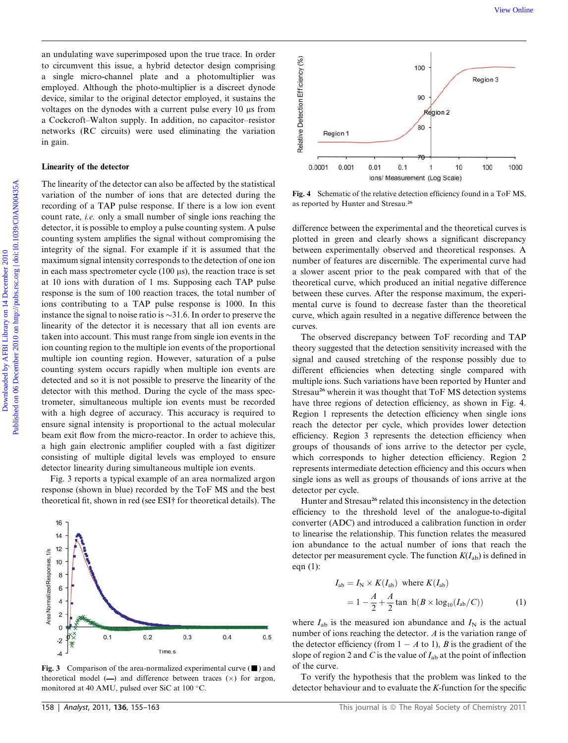an undulating wave superimposed upon the true trace. In order to circumvent this issue, a hybrid detector design comprising a single micro-channel plate and a photomultiplier was employed. Although the photo-multiplier is a discreet dynode device, similar to the original detector employed, it sustains the voltages on the dynodes with a current pulse every 10 μs from a Cockcroft–Walton supply. In addition, no capacitor–resistor networks (RC circuits) were used eliminating the variation in gain.

### Linearity of the detector

The linearity of the detector can also be affected by the statistical variation of the number of ions that are detected during the recording of a TAP pulse response. If there is a low ion event count rate, *i.e.* only a small number of single ions reaching the detector, it is possible to employ a pulse counting system. A pulse counting system amplifies the signal without compromising the integrity of the signal. For example if it is assumed that the maximum signal intensity corresponds to the detection of one ion in each mass spectrometer cycle (100 μs), the reaction trace is set at 10 ions with duration of 1 ms. Supposing each TAP pulse response is the sum of 100 reaction traces, the total number of ions contributing to a TAP pulse response is 1000. In this instance the signal to noise ratio is ~31.6. In order to preserve the linearity of the detector it is necessary that all ion events are taken into account. This must range from single ion events in the ion counting region to the multiple ion events of the proportional multiple ion counting region. However, saturation of a pulse counting system occurs rapidly when multiple ion events are detected and so it is not possible to preserve the linearity of the detector with this method. During the cycle of the mass spectrometer, simultaneous multiple ion events must be recorded with a high degree of accuracy. This accuracy is required to ensure signal intensity is proportional to the actual molecular beam exit flow from the micro-reactor. In order to achieve this, a high gain electronic amplifier coupled with a fast digitizer consisting of multiple digital levels was employed to ensure detector linearity during simultaneous multiple ion events.

Fig. 3 reports a typical example of an area normalized argon response (shown in blue) recorded by the ToF MS and the best theoretical fit, shown in red (see ESI† for theoretical details). The difference between the experimental and the theoretical curves is plotted in green and clearly shows a significant discrepancy between experimentally observed and theoretical responses. A number of features are discernible. The experimental curve had a slower ascent prior to the peak compared with that of the theoretical curve, which produced an initial negative difference between these curves. After the response maximum, the experimental curve is found to decrease faster than the theoretical curve, which again resulted in a negative difference between the curves.

Fig. 3 Comparison of the area-normalized experimental curve (■) and theoretical model (—) and difference between traces (×) for argon, monitored at 40 AMU, pulsed over SiC at 100 °C.

Fig. 4 Schematic of the relative detection efficiency found in a ToF MS, as reported by Hunter and Stresau.[26]

The observed discrepancy between ToF recording and TAP theory suggested that the detection sensitivity increased with the signal and caused stretching of the response possibly due to different efficiencies when detecting single compared with multiple ions. Such variations have been reported by Hunter and Stresau[26] wherein it was thought that ToF MS detection systems have three regions of detection efficiency, as shown in Fig. 4. Region 1 represents the detection efficiency when single ions reach the detector per cycle, which provides lower detection efficiency. Region 3 represents the detection efficiency when groups of thousands of ions arrive to the detector per cycle, which corresponds to higher detection efficiency. Region 2 represents intermediate detection efficiency and this occurs when single ions as well as groups of thousands of ions arrive at the detector per cycle.

Hunter and Stresau[26] related this inconsistency in the detection efficiency to the threshold level of the analogue-to-digital converter (ADC) and introduced a calibration function in order to linearise the relationship. This function relates the measured ion abundance to the actual number of ions that reach the detector per measurement cycle. The function $K(I_{ab})$ is defined in eqn (1):

$$I_{ab} = I_N \times K(I_{ab}) \text{ where } K(I_{ab}) = 1 - \frac{A}{2} + \frac{A}{2}\tanh(B \times \log_{10}(I_{ab}/C)) \qquad (1)$$

where $I_{ab}$ is the measured ion abundance and $I_N$ is the actual number of ions reaching the detector. $A$ is the variation range of the detector efficiency (from $1 - A$ to 1), $B$ is the gradient of the slope of region 2 and $C$ is the value of $I_{ab}$ at the point of inflection of the curve.

To verify the hypothesis that the problem was linked to the detector behaviour and to evaluate the $K$-function for the specific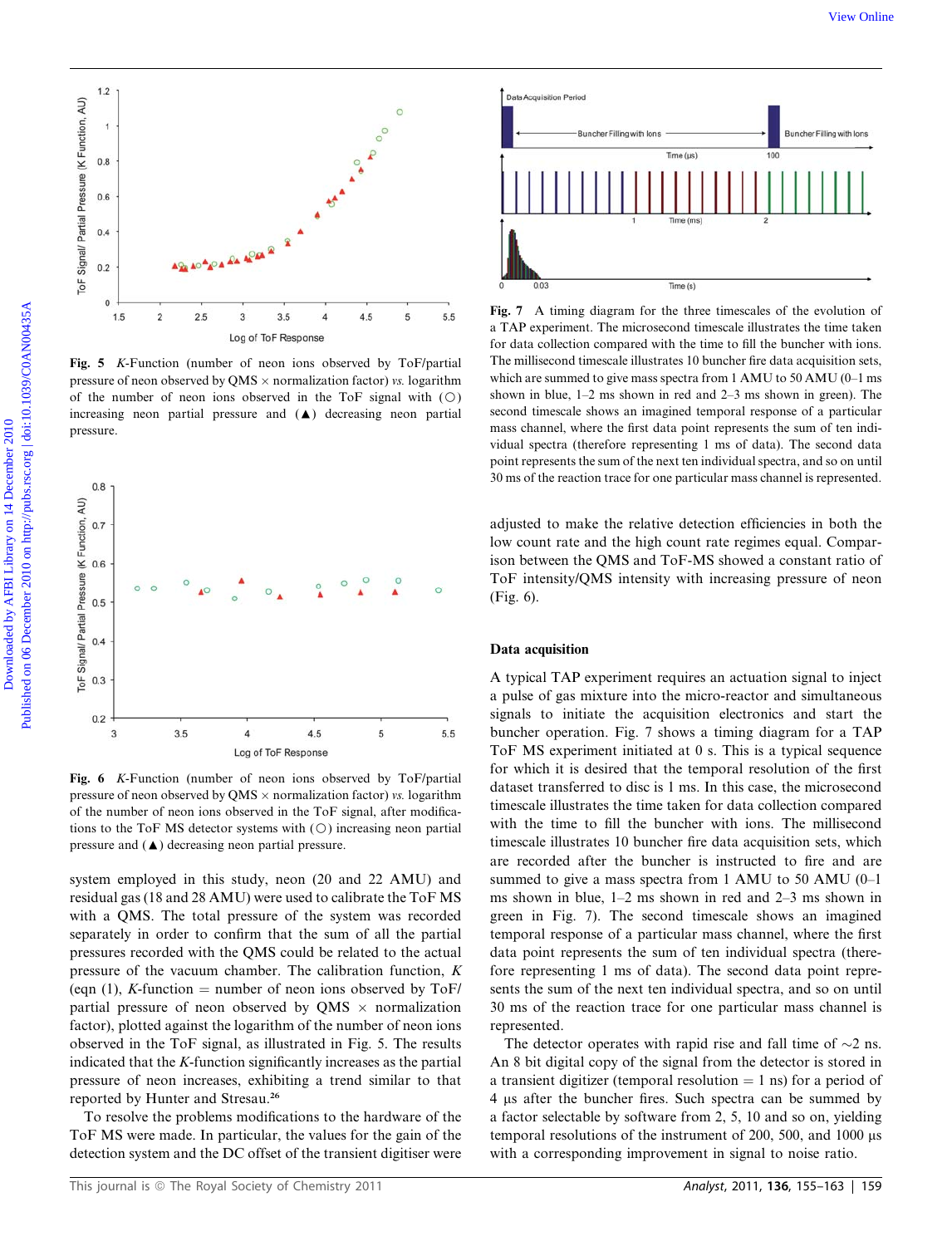**Fig. 5** *K*-Function (number of neon ions observed by ToF/partial pressure of neon observed by QMS × normalization factor) *vs.* logarithm of the number of neon ions observed in the ToF signal with (○) increasing neon partial pressure and (▲) decreasing neon partial pressure.

**Fig. 6** *K*-Function (number of neon ions observed by ToF/partial pressure of neon observed by QMS × normalization factor) *vs.* logarithm of the number of neon ions observed in the ToF signal, after modifications to the ToF MS detector systems with (○) increasing neon partial pressure and (▲) decreasing neon partial pressure.

system employed in this study, neon (20 and 22 AMU) and residual gas (18 and 28 AMU) were used to calibrate the ToF MS with a QMS. The total pressure of the system was recorded separately in order to confirm that the sum of all the partial pressures recorded with the QMS could be related to the actual pressure of the vacuum chamber. The calibration function, *K* (eqn (1), *K*-function = number of neon ions observed by ToF/partial pressure of neon observed by QMS × normalization factor), plotted against the logarithm of the number of neon ions observed in the ToF signal, as illustrated in Fig. 5. The results indicated that the *K*-function significantly increases as the partial pressure of neon increases, exhibiting a trend similar to that reported by Hunter and Stresau.[26]

To resolve the problems modifications to the hardware of the ToF MS were made. In particular, the values for the gain of the detection system and the DC offset of the transient digitiser were adjusted to make the relative detection efficiencies in both the low count rate and the high count rate regimes equal. Comparison between the QMS and ToF-MS showed a constant ratio of ToF intensity/QMS intensity with increasing pressure of neon (Fig. 6).

**Fig. 7** A timing diagram for the three timescales of the evolution of a TAP experiment. The microsecond timescale illustrates the time taken for data collection compared with the time to fill the buncher with ions. The millisecond timescale illustrates 10 buncher fire data acquisition sets, which are summed to give mass spectra from 1 AMU to 50 AMU (0–1 ms shown in blue, 1–2 ms shown in red and 2–3 ms shown in green). The second timescale shows an imagined temporal response of a particular mass channel, where the first data point represents the sum of ten individual spectra (therefore representing 1 ms of data). The second data point represents the sum of the next ten individual spectra, and so on until 30 ms of the reaction trace for one particular mass channel is represented.

## Data acquisition

A typical TAP experiment requires an actuation signal to inject a pulse of gas mixture into the micro-reactor and simultaneous signals to initiate the acquisition electronics and start the buncher operation. Fig. 7 shows a timing diagram for a TAP ToF MS experiment initiated at 0 s. This is a typical sequence for which it is desired that the temporal resolution of the first dataset transferred to disc is 1 ms. In this case, the microsecond timescale illustrates the time taken for data collection compared with the time to fill the buncher with ions. The millisecond timescale illustrates 10 buncher fire data acquisition sets, which are recorded after the buncher is instructed to fire and are summed to give a mass spectra from 1 AMU to 50 AMU (0–1 ms shown in blue, 1–2 ms shown in red and 2–3 ms shown in green in Fig. 7). The second timescale shows an imagined temporal response of a particular mass channel, where the first data point represents the sum of ten individual spectra (therefore representing 1 ms of data). The second data point represents the sum of the next ten individual spectra, and so on until 30 ms of the reaction trace for one particular mass channel is represented.

The detector operates with rapid rise and fall time of ~2 ns. An 8 bit digital copy of the signal from the detector is stored in a transient digitizer (temporal resolution = 1 ns) for a period of 4 µs after the buncher fires. Such spectra can be summed by a factor selectable by software from 2, 5, 10 and so on, yielding temporal resolutions of the instrument of 200, 500, and 1000 µs with a corresponding improvement in signal to noise ratio.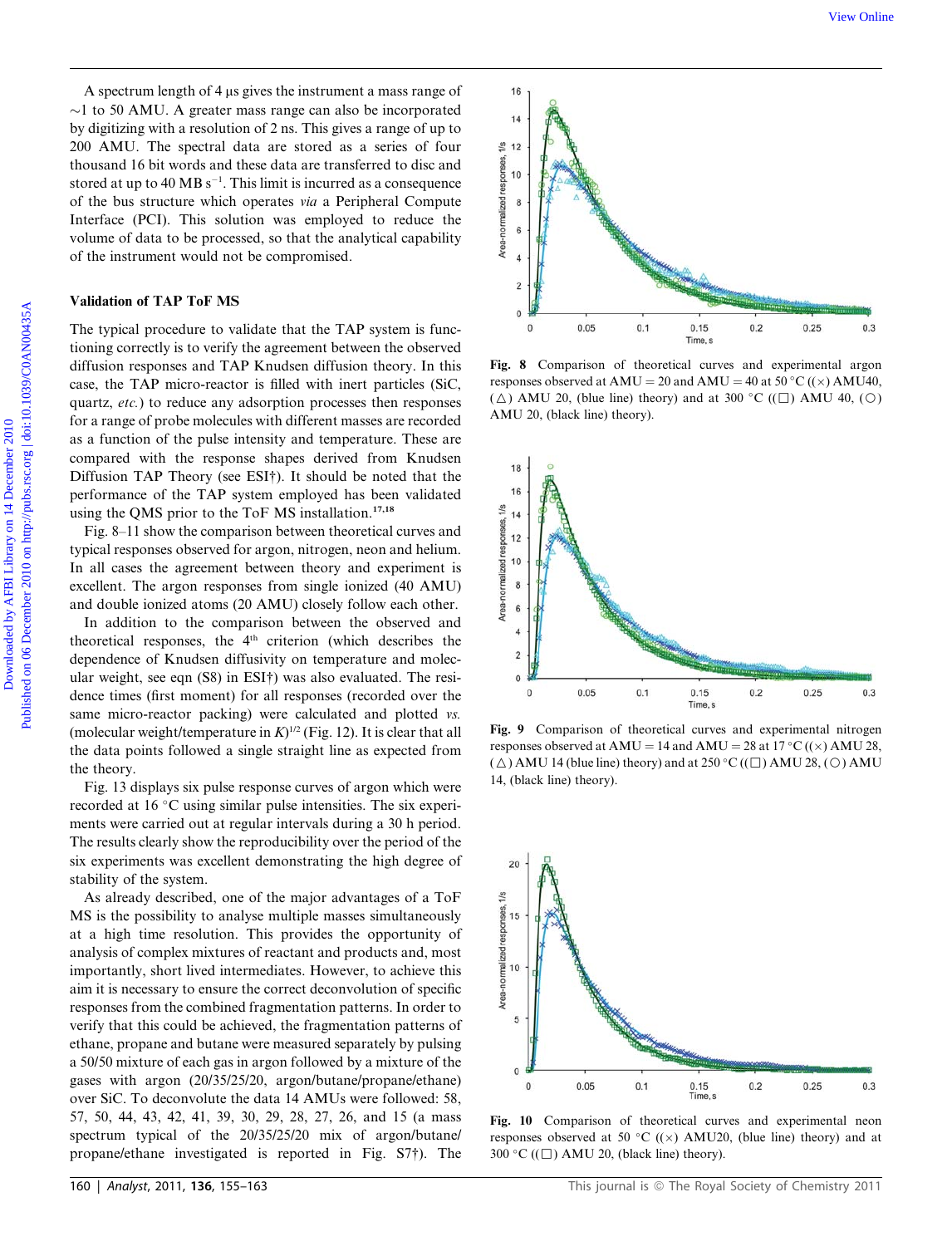A spectrum length of 4 μs gives the instrument a mass range of ~1 to 50 AMU. A greater mass range can also be incorporated by digitizing with a resolution of 2 ns. This gives a range of up to 200 AMU. The spectral data are stored as a series of four thousand 16 bit words and these data are transferred to disc and stored at up to 40 MB $s^{-1}$. This limit is incurred as a consequence of the bus structure which operates *via* a Peripheral Compute Interface (PCI). This solution was employed to reduce the volume of data to be processed, so that the analytical capability of the instrument would not be compromised.

### Validation of TAP ToF MS

The typical procedure to validate that the TAP system is functioning correctly is to verify the agreement between the observed diffusion responses and TAP Knudsen diffusion theory. In this case, the TAP micro-reactor is filled with inert particles (SiC, quartz, *etc.*) to reduce any adsorption processes then responses for a range of probe molecules with different masses are recorded as a function of the pulse intensity and temperature. These are compared with the response shapes derived from Knudsen Diffusion TAP Theory (see ESI†). It should be noted that the performance of the TAP system employed has been validated using the QMS prior to the ToF MS installation.[17,18]

Fig. 8–11 show the comparison between theoretical curves and typical responses observed for argon, nitrogen, neon and helium. In all cases the agreement between theory and experiment is excellent. The argon responses from single ionized (40 AMU) and double ionized atoms (20 AMU) closely follow each other.

In addition to the comparison between the observed and theoretical responses, the 4th criterion (which describes the dependence of Knudsen diffusivity on temperature and molecular weight, see eqn (S8) in ESI†) was also evaluated. The residence times (first moment) for all responses (recorded over the same micro-reactor packing) were calculated and plotted *vs.* (molecular weight/temperature in $K$)$^{1/2}$ (Fig. 12). It is clear that all the data points followed a single straight line as expected from the theory.

Fig. 13 displays six pulse response curves of argon which were recorded at 16 °C using similar pulse intensities. The six experiments were carried out at regular intervals during a 30 h period. The results clearly show the reproducibility over the period of the six experiments was excellent demonstrating the high degree of stability of the system.

As already described, one of the major advantages of a ToF MS is the possibility to analyse multiple masses simultaneously at a high time resolution. This provides the opportunity of analysis of complex mixtures of reactant and products and, most importantly, short lived intermediates. However, to achieve this aim it is necessary to ensure the correct deconvolution of specific responses from the combined fragmentation patterns. In order to verify that this could be achieved, the fragmentation patterns of ethane, propane and butane were measured separately by pulsing a 50/50 mixture of each gas in argon followed by a mixture of the gases with argon (20/35/25/20, argon/butane/propane/ethane) over SiC. To deconvolute the data 14 AMUs were followed: 58, 57, 50, 44, 43, 42, 41, 39, 30, 29, 28, 27, 26, and 15 (a mass spectrum typical of the 20/35/25/20 mix of argon/butane/propane/ethane investigated is reported in Fig. S7†). The

**Fig. 8** Comparison of theoretical curves and experimental argon responses observed at AMU = 20 and AMU = 40 at 50 °C ((×) AMU40, (△) AMU 20, (blue line) theory) and at 300 °C ((□) AMU 40, (○) AMU 20, (black line) theory).

**Fig. 9** Comparison of theoretical curves and experimental nitrogen responses observed at AMU = 14 and AMU = 28 at 17 °C ((×) AMU 28, (△) AMU 14 (blue line) theory) and at 250 °C ((□) AMU 28, (○) AMU 14, (black line) theory).

**Fig. 10** Comparison of theoretical curves and experimental neon responses observed at 50 °C ((×) AMU20, (blue line) theory) and at 300 °C ((□) AMU 20, (black line) theory).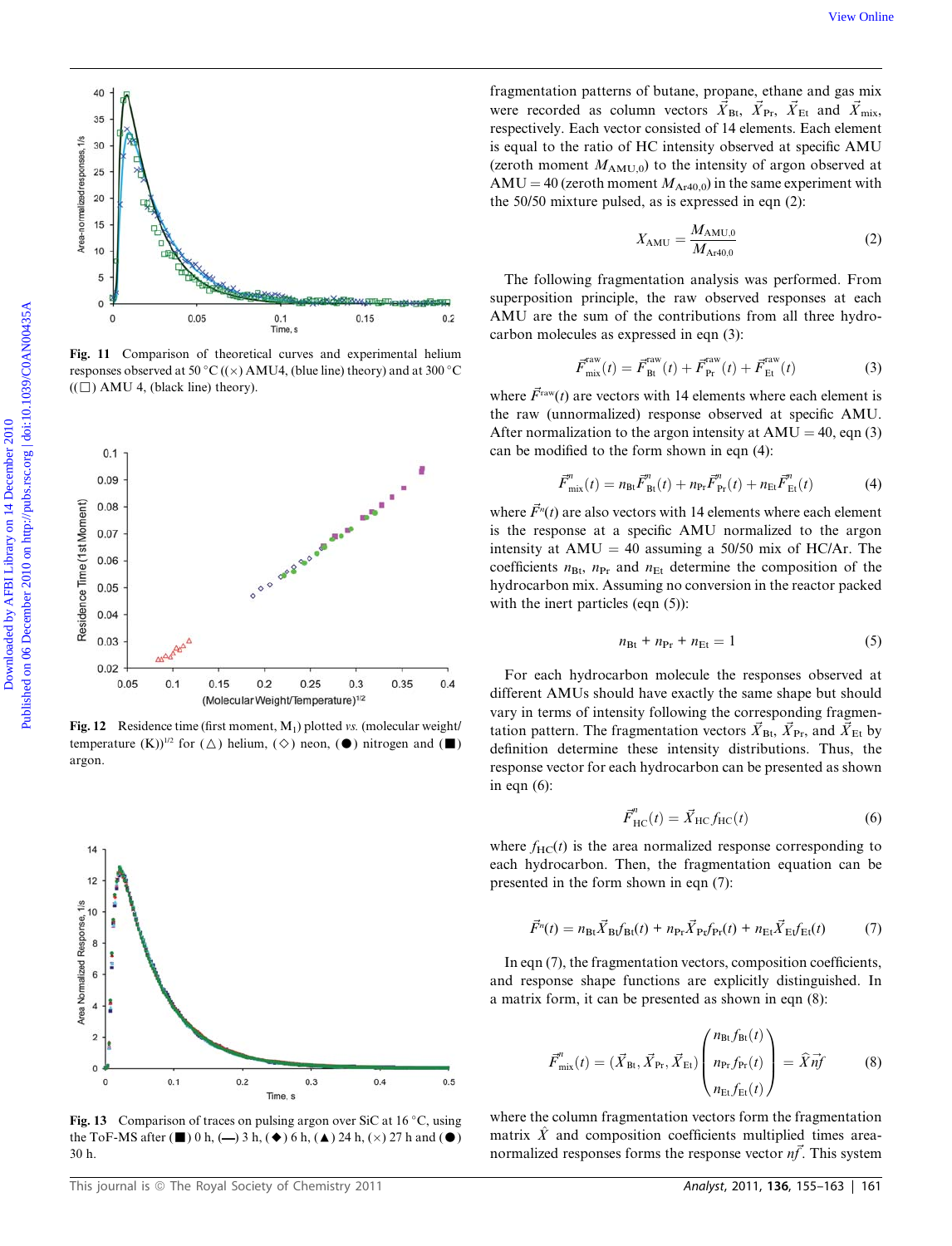Fig. 11 Comparison of theoretical curves and experimental helium responses observed at 50 °C ((×) AMU4, (blue line) theory) and at 300 °C ((□) AMU 4, (black line) theory).

Fig. 12 Residence time (first moment, $M_1$) plotted *vs.* (molecular weight/temperature (K))$^{1/2}$ for (△) helium, (◇) neon, (●) nitrogen and (■) argon.

Fig. 13 Comparison of traces on pulsing argon over SiC at 16 °C, using the ToF-MS after (■) 0 h, (—) 3 h, (◆) 6 h, (▲) 24 h, (×) 27 h and (●) 30 h.

fragmentation patterns of butane, propane, ethane and gas mix were recorded as column vectors $\vec{X}_{Bt}$, $\vec{X}_{Pr}$, $\vec{X}_{Et}$ and $\vec{X}_{mix}$, respectively. Each vector consisted of 14 elements. Each element is equal to the ratio of HC intensity observed at specific AMU (zeroth moment $M_{AMU,0}$) to the intensity of argon observed at AMU = 40 (zeroth moment $M_{Ar40,0}$) in the same experiment with the 50/50 mixture pulsed, as is expressed in eqn (2):

$$X_{AMU} = \frac{M_{AMU,0}}{M_{Ar40,0}} \tag{2}$$

The following fragmentation analysis was performed. From superposition principle, the raw observed responses at each AMU are the sum of the contributions from all three hydrocarbon molecules as expressed in eqn (3):

$$\vec{F}^{raw}_{mix}(t) = \vec{F}^{raw}_{Bt}(t) + \vec{F}^{raw}_{Pr}(t) + \vec{F}^{raw}_{Et}(t) \tag{3}$$

where $\vec{F}^{raw}(t)$ are vectors with 14 elements where each element is the raw (unnormalized) response observed at specific AMU. After normalization to the argon intensity at AMU = 40, eqn (3) can be modified to the form shown in eqn (4):

$$\vec{F}^{n}_{mix}(t) = n_{Bt}\vec{F}^{n}_{Bt}(t) + n_{Pr}\vec{F}^{n}_{Pr}(t) + n_{Et}\vec{F}^{n}_{Et}(t) \tag{4}$$

where $\vec{F}^{n}(t)$ are also vectors with 14 elements where each element is the response at a specific AMU normalized to the argon intensity at AMU = 40 assuming a 50/50 mix of HC/Ar. The coefficients $n_{Bt}$, $n_{Pr}$ and $n_{Et}$ determine the composition of the hydrocarbon mix. Assuming no conversion in the reactor packed with the inert particles (eqn (5)):

$$n_{Bt} + n_{Pr} + n_{Et} = 1 \tag{5}$$

For each hydrocarbon molecule the responses observed at different AMUs should have exactly the same shape but should vary in terms of intensity following the corresponding fragmentation pattern. The fragmentation vectors $\vec{X}_{Bt}$, $\vec{X}_{Pr}$, and $\vec{X}_{Et}$ by definition determine these intensity distributions. Thus, the response vector for each hydrocarbon can be presented as shown in eqn (6):

$$\vec{F}^{n}_{HC}(t) = \vec{X}_{HC} f_{HC}(t) \tag{6}$$

where $f_{HC}(t)$ is the area normalized response corresponding to each hydrocarbon. Then, the fragmentation equation can be presented in the form shown in eqn (7):

$$\vec{F}^{n}(t) = n_{Bt}\vec{X}_{Bt}f_{Bt}(t) + n_{Pr}\vec{X}_{Pr}f_{Pr}(t) + n_{Et}\vec{X}_{Et}f_{Et}(t) \tag{7}$$

In eqn (7), the fragmentation vectors, composition coefficients, and response shape functions are explicitly distinguished. In a matrix form, it can be presented as shown in eqn (8):

$$\vec{F}^{n}_{mix}(t) = (\vec{X}_{Bt}, \vec{X}_{Pr}, \vec{X}_{Et}) \begin{pmatrix} n_{Bt} f_{Bt}(t) \\ n_{Pr} f_{Pr}(t) \\ n_{Et} f_{Et}(t) \end{pmatrix} = \hat{X}\vec{nf} \tag{8}$$

where the column fragmentation vectors form the fragmentation matrix $\hat{X}$ and composition coefficients multiplied times area-normalized responses forms the response vector $\vec{nf}$. This system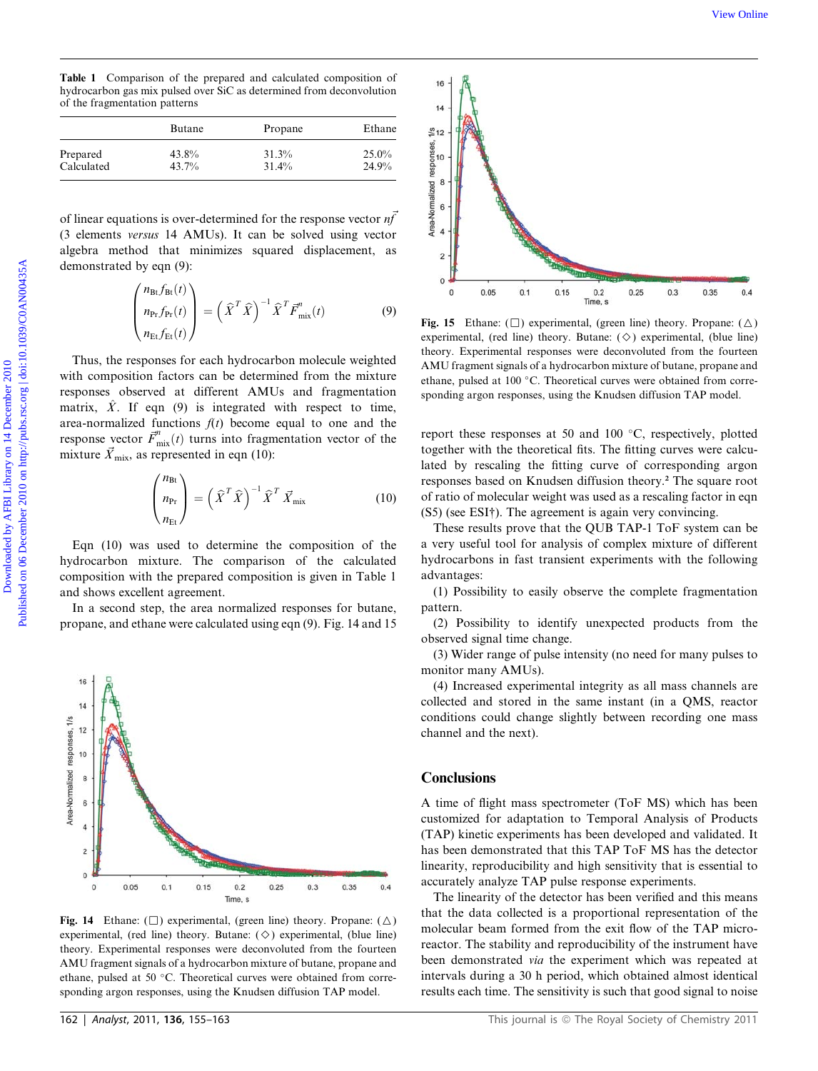**Table 1** Comparison of the prepared and calculated composition of hydrocarbon gas mix pulsed over SiC as determined from deconvolution of the fragmentation patterns

| | Butane | Propane | Ethane |
|---|---|---|---|
| Prepared | 43.8% | 31.3% | 25.0% |
| Calculated | 43.7% | 31.4% | 24.9% |

of linear equations is over-determined for the response vector $n\vec{f}$ (3 elements *versus* 14 AMUs). It can be solved using vector algebra method that minimizes squared displacement, as demonstrated by eqn (9):

$$\begin{pmatrix} n_{\mathrm{Bt}}f_{\mathrm{Bt}}(t) \\ n_{\mathrm{Pr}}f_{\mathrm{Pr}}(t) \\ n_{\mathrm{Et}}f_{\mathrm{Et}}(t) \end{pmatrix} = \left(\hat{X}^T\hat{X}\right)^{-1}\hat{X}^T\vec{F}^n_{\mathrm{mix}}(t) \tag{9}$$

Thus, the responses for each hydrocarbon molecule weighted with composition factors can be determined from the mixture responses observed at different AMUs and fragmentation matrix, $\hat{X}$. If eqn (9) is integrated with respect to time, area-normalized functions $f(t)$ become equal to one and the response vector $\vec{F}^n_{\mathrm{mix}}(t)$ turns into fragmentation vector of the mixture $\vec{X}_{\mathrm{mix}}$, as represented in eqn (10):

$$\begin{pmatrix} n_{\mathrm{Bt}} \\ n_{\mathrm{Pr}} \\ n_{\mathrm{Et}} \end{pmatrix} = \left(\hat{X}^T\hat{X}\right)^{-1}\hat{X}^T\vec{X}_{\mathrm{mix}} \tag{10}$$

Eqn (10) was used to determine the composition of the hydrocarbon mixture. The comparison of the calculated composition with the prepared composition is given in Table 1 and shows excellent agreement.

In a second step, the area normalized responses for butane, propane, and ethane were calculated using eqn (9). Fig. 14 and 15 report these responses at 50 and 100 °C, respectively, plotted together with the theoretical fits. The fitting curves were calculated by rescaling the fitting curve of corresponding argon responses based on Knudsen diffusion theory.[2] The square root of ratio of molecular weight was used as a rescaling factor in eqn (S5) (see ESI†). The agreement is again very convincing.

**Fig. 14** Ethane: (□) experimental, (green line) theory. Propane: (△) experimental, (red line) theory. Butane: (◇) experimental, (blue line) theory. Experimental responses were deconvoluted from the fourteen AMU fragment signals of a hydrocarbon mixture of butane, propane and ethane, pulsed at 50 °C. Theoretical curves were obtained from corresponding argon responses, using the Knudsen diffusion TAP model.

**Fig. 15** Ethane: (□) experimental, (green line) theory. Propane: (△) experimental, (red line) theory. Butane: (◇) experimental, (blue line) theory. Experimental responses were deconvoluted from the fourteen AMU fragment signals of a hydrocarbon mixture of butane, propane and ethane, pulsed at 100 °C. Theoretical curves were obtained from corresponding argon responses, using the Knudsen diffusion TAP model.

These results prove that the QUB TAP-1 ToF system can be a very useful tool for analysis of complex mixture of different hydrocarbons in fast transient experiments with the following advantages:

(1) Possibility to easily observe the complete fragmentation pattern.

(2) Possibility to identify unexpected products from the observed signal time change.

(3) Wider range of pulse intensity (no need for many pulses to monitor many AMUs).

(4) Increased experimental integrity as all mass channels are collected and stored in the same instant (in a QMS, reactor conditions could change slightly between recording one mass channel and the next).

## Conclusions

A time of flight mass spectrometer (ToF MS) which has been customized for adaptation to Temporal Analysis of Products (TAP) kinetic experiments has been developed and validated. It has been demonstrated that this TAP ToF MS has the detector linearity, reproducibility and high sensitivity that is essential to accurately analyze TAP pulse response experiments.

The linearity of the detector has been verified and this means that the data collected is a proportional representation of the molecular beam formed from the exit flow of the TAP microreactor. The stability and reproducibility of the instrument have been demonstrated *via* the experiment which was repeated at intervals during a 30 h period, which obtained almost identical results each time. The sensitivity is such that good signal to noise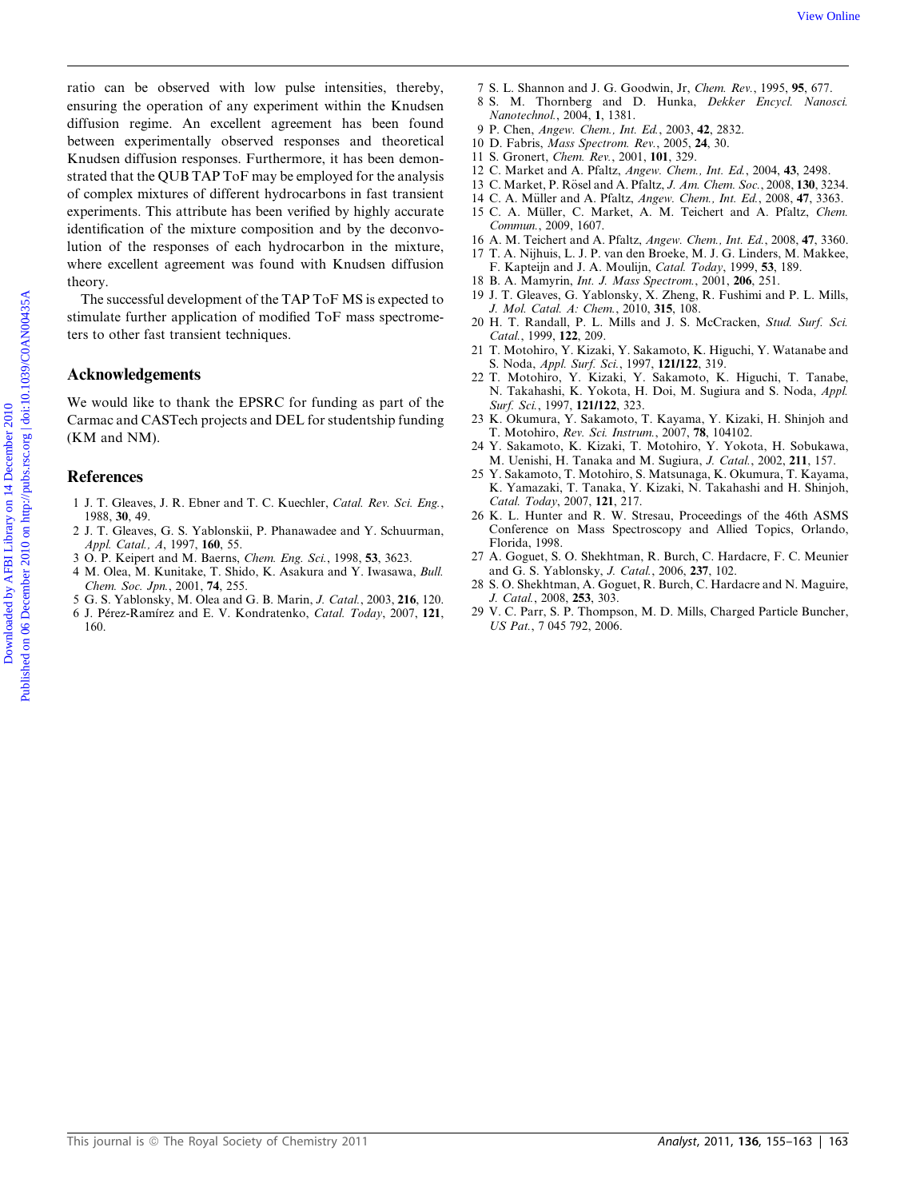ratio can be observed with low pulse intensities, thereby, ensuring the operation of any experiment within the Knudsen diffusion regime. An excellent agreement has been found between experimentally observed responses and theoretical Knudsen diffusion responses. Furthermore, it has been demonstrated that the QUB TAP ToF may be employed for the analysis of complex mixtures of different hydrocarbons in fast transient experiments. This attribute has been verified by highly accurate identification of the mixture composition and by the deconvolution of the responses of each hydrocarbon in the mixture, where excellent agreement was found with Knudsen diffusion theory.

The successful development of the TAP ToF MS is expected to stimulate further application of modified ToF mass spectrometers to other fast transient techniques.

## Acknowledgements

We would like to thank the EPSRC for funding as part of the Carmac and CASTech projects and DEL for studentship funding (KM and NM).

## References

1 J. T. Gleaves, J. R. Ebner and T. C. Kuechler, *Catal. Rev. Sci. Eng.*, 1988, **30**, 49.
2 J. T. Gleaves, G. S. Yablonskii, P. Phanawadee and Y. Schuurman, *Appl. Catal., A*, 1997, **160**, 55.
3 O. P. Keipert and M. Baerns, *Chem. Eng. Sci.*, 1998, **53**, 3623.
4 M. Olea, M. Kunitake, T. Shido, K. Asakura and Y. Iwasawa, *Bull. Chem. Soc. Jpn.*, 2001, **74**, 255.
5 G. S. Yablonsky, M. Olea and G. B. Marin, *J. Catal.*, 2003, **216**, 120.
6 J. Pérez-Ramírez and E. V. Kondratenko, *Catal. Today*, 2007, **121**, 160.
7 S. L. Shannon and J. G. Goodwin, Jr, *Chem. Rev.*, 1995, **95**, 677.
8 S. M. Thornberg and D. Hunka, *Dekker Encycl. Nanosci. Nanotechnol.*, 2004, **1**, 1381.
9 P. Chen, *Angew. Chem., Int. Ed.*, 2003, **42**, 2832.
10 D. Fabris, *Mass Spectrom. Rev.*, 2005, **24**, 30.
11 S. Gronert, *Chem. Rev.*, 2001, **101**, 329.
12 C. Market and A. Pfaltz, *Angew. Chem., Int. Ed.*, 2004, **43**, 2498.
13 C. Market, P. Rösel and A. Pfaltz, *J. Am. Chem. Soc.*, 2008, **130**, 3234.
14 C. A. Müller and A. Pfaltz, *Angew. Chem., Int. Ed.*, 2008, **47**, 3363.
15 C. A. Müller, C. Market, A. M. Teichert and A. Pfaltz, *Chem. Commun.*, 2009, 1607.
16 A. M. Teichert and A. Pfaltz, *Angew. Chem., Int. Ed.*, 2008, **47**, 3360.
17 T. A. Nijhuis, L. J. P. van den Broeke, M. J. G. Linders, M. Makkee, F. Kapteijn and J. A. Moulijn, *Catal. Today*, 1999, **53**, 189.
18 B. A. Mamyrin, *Int. J. Mass Spectrom.*, 2001, **206**, 251.
19 J. T. Gleaves, G. Yablonsky, X. Zheng, R. Fushimi and P. L. Mills, *J. Mol. Catal. A: Chem.*, 2010, **315**, 108.
20 H. T. Randall, P. L. Mills and J. S. McCracken, *Stud. Surf. Sci. Catal.*, 1999, **122**, 209.
21 T. Motohiro, Y. Kizaki, Y. Sakamoto, K. Higuchi, Y. Watanabe and S. Noda, *Appl. Surf. Sci.*, 1997, **121/122**, 319.
22 T. Motohiro, Y. Kizaki, Y. Sakamoto, K. Higuchi, T. Tanabe, N. Takahashi, K. Yokota, H. Doi, M. Sugiura and S. Noda, *Appl. Surf. Sci.*, 1997, **121/122**, 323.
23 K. Okumura, Y. Sakamoto, T. Kayama, Y. Kizaki, H. Shinjoh and T. Motohiro, *Rev. Sci. Instrum.*, 2007, **78**, 104102.
24 Y. Sakamoto, K. Kizaki, T. Motohiro, Y. Yokota, H. Sobukawa, M. Uenishi, H. Tanaka and M. Sugiura, *J. Catal.*, 2002, **211**, 157.
25 Y. Sakamoto, T. Motohiro, S. Matsunaga, K. Okumura, T. Kayama, K. Yamazaki, T. Tanaka, Y. Kizaki, N. Takahashi and H. Shinjoh, *Catal. Today*, 2007, **121**, 217.
26 K. L. Hunter and R. W. Stresau, Proceedings of the 46th ASMS Conference on Mass Spectroscopy and Allied Topics, Orlando, Florida, 1998.
27 A. Goguet, S. O. Shekhtman, R. Burch, C. Hardacre, F. C. Meunier and G. S. Yablonsky, *J. Catal.*, 2006, **237**, 102.
28 S. O. Shekhtman, A. Goguet, R. Burch, C. Hardacre and N. Maguire, *J. Catal.*, 2008, **253**, 303.
29 V. C. Parr, S. P. Thompson, M. D. Mills, Charged Particle Buncher, *US Pat.*, 7 045 792, 2006.